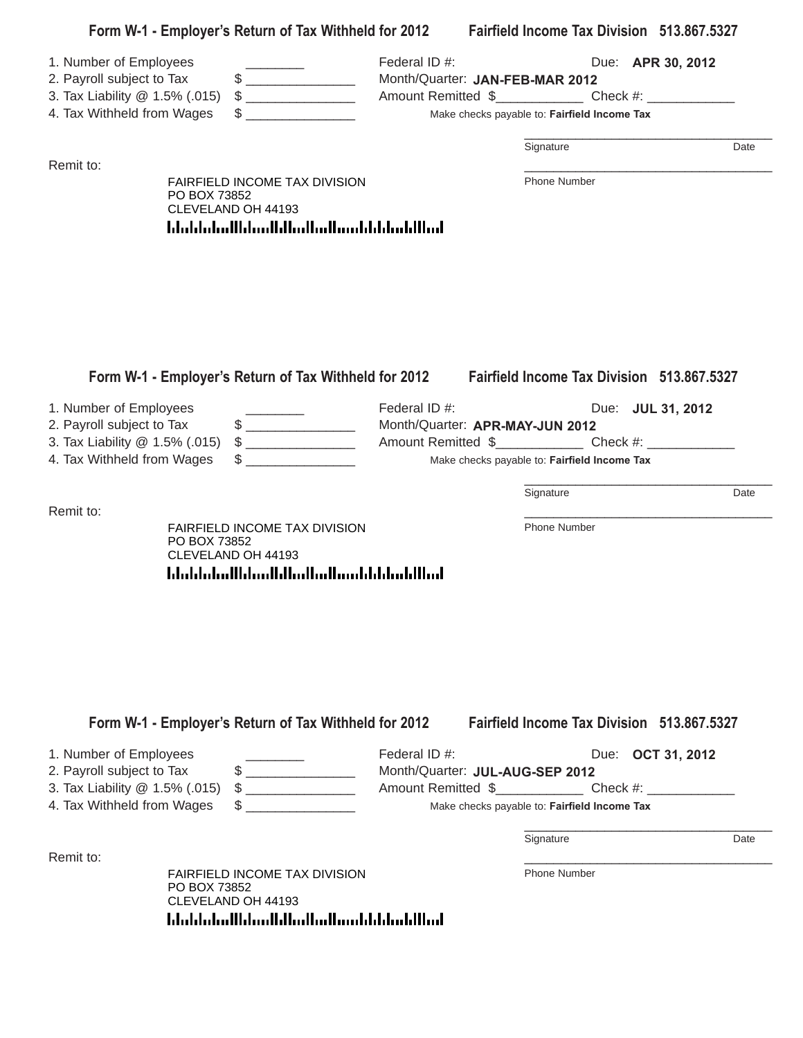## Form W-1 - Employer's Return of Tax Withheld for 2012 — Fairfield Income Tax Division 513.867.5327

1. Number of Employees ________
2. Payroll subject to Tax $ _______________
3. Tax Liability @ 1.5% (.015) $ _______________
4. Tax Withheld from Wages $ _______________

Federal ID #:
Due: **APR 30, 2012**
Month/Quarter: **JAN-FEB-MAR 2012**
Amount Remitted $____________ Check #: ____________

Make checks payable to: **Fairfield Income Tax**

_____________________________________
Signature Date

_____________________________________
Phone Number

Remit to:

FAIRFIELD INCOME TAX DIVISION
PO BOX 73852
CLEVELAND OH 44193

## Form W-1 - Employer's Return of Tax Withheld for 2012 — Fairfield Income Tax Division 513.867.5327

1. Number of Employees ________
2. Payroll subject to Tax $ _______________
3. Tax Liability @ 1.5% (.015) $ _______________
4. Tax Withheld from Wages $ _______________

Federal ID #:
Due: **JUL 31, 2012**
Month/Quarter: **APR-MAY-JUN 2012**
Amount Remitted $____________ Check #: ____________

Make checks payable to: **Fairfield Income Tax**

_____________________________________
Signature Date

_____________________________________
Phone Number

Remit to:

FAIRFIELD INCOME TAX DIVISION
PO BOX 73852
CLEVELAND OH 44193

## Form W-1 - Employer's Return of Tax Withheld for 2012 — Fairfield Income Tax Division 513.867.5327

1. Number of Employees ________
2. Payroll subject to Tax $ _______________
3. Tax Liability @ 1.5% (.015) $ _______________
4. Tax Withheld from Wages $ _______________

Federal ID #:
Due: **OCT 31, 2012**
Month/Quarter: **JUL-AUG-SEP 2012**
Amount Remitted $____________ Check #: ____________

Make checks payable to: **Fairfield Income Tax**

_____________________________________
Signature Date

_____________________________________
Phone Number

Remit to:

FAIRFIELD INCOME TAX DIVISION
PO BOX 73852
CLEVELAND OH 44193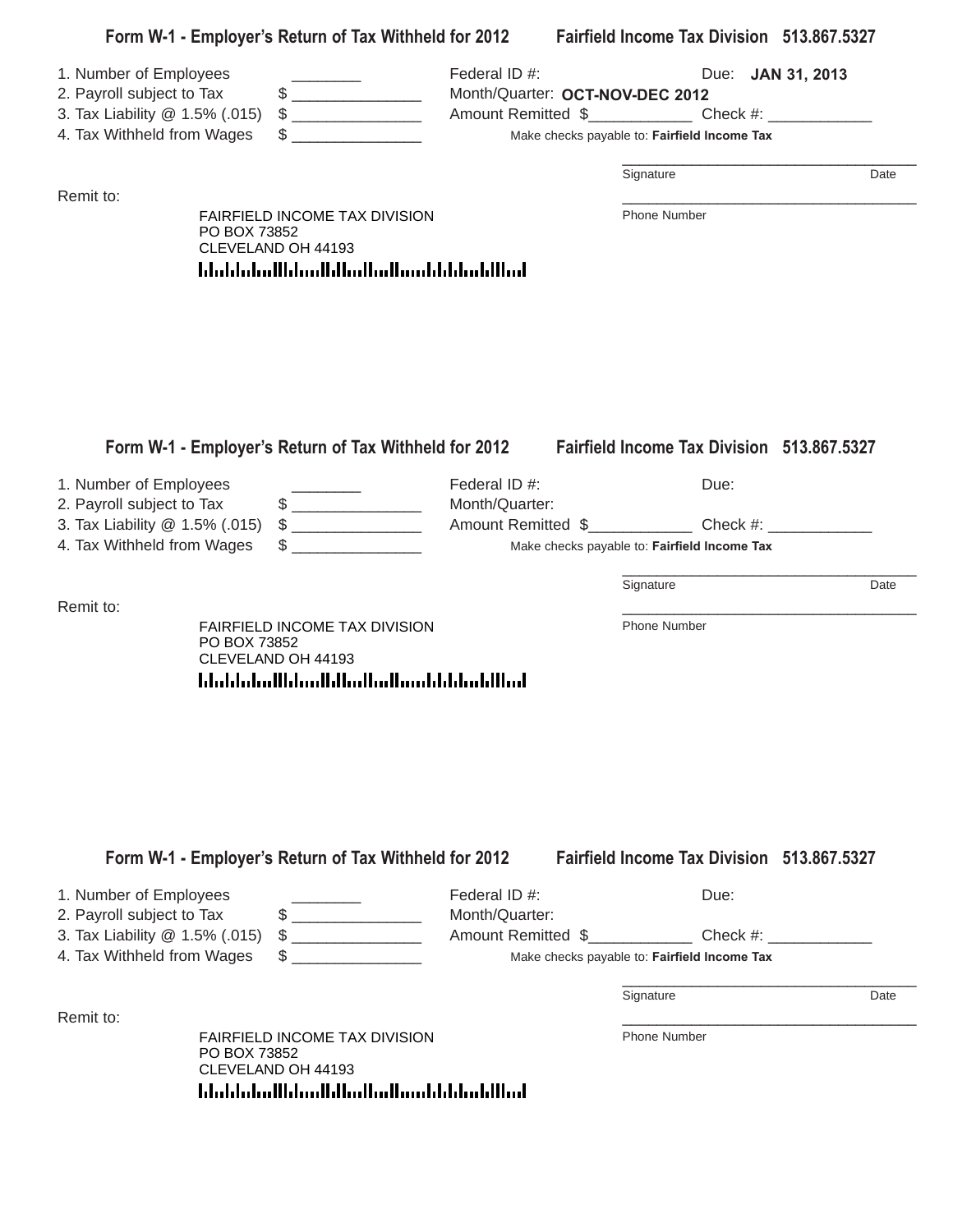**Form W-1 - Employer's Return of Tax Withheld for 2012** **Fairfield Income Tax Division 513.867.5327**

1. Number of Employees ________
2. Payroll subject to Tax $ _______________
3. Tax Liability @ 1.5% (.015) $ _______________
4. Tax Withheld from Wages $ _______________

Federal ID #: Due: **JAN 31, 2013**

Month/Quarter: **OCT-NOV-DEC 2012**

Amount Remitted $____________ Check #: ____________

Make checks payable to: **Fairfield Income Tax**

___________________________________
Signature Date

Remit to:

___________________________________
Phone Number

FAIRFIELD INCOME TAX DIVISION
PO BOX 73852
CLEVELAND OH 44193

**Form W-1 - Employer's Return of Tax Withheld for 2012** **Fairfield Income Tax Division 513.867.5327**

1. Number of Employees ________
2. Payroll subject to Tax $ _______________
3. Tax Liability @ 1.5% (.015) $ _______________
4. Tax Withheld from Wages $ _______________

Federal ID #: Due:

Month/Quarter:

Amount Remitted $____________ Check #: ____________

Make checks payable to: **Fairfield Income Tax**

___________________________________
Signature Date

Remit to:

___________________________________
Phone Number

FAIRFIELD INCOME TAX DIVISION
PO BOX 73852
CLEVELAND OH 44193

**Form W-1 - Employer's Return of Tax Withheld for 2012** **Fairfield Income Tax Division 513.867.5327**

1. Number of Employees ________
2. Payroll subject to Tax $ _______________
3. Tax Liability @ 1.5% (.015) $ _______________
4. Tax Withheld from Wages $ _______________

Federal ID #: Due:

Month/Quarter:

Amount Remitted $____________ Check #: ____________

Make checks payable to: **Fairfield Income Tax**

___________________________________
Signature Date

Remit to:

___________________________________
Phone Number

FAIRFIELD INCOME TAX DIVISION
PO BOX 73852
CLEVELAND OH 44193